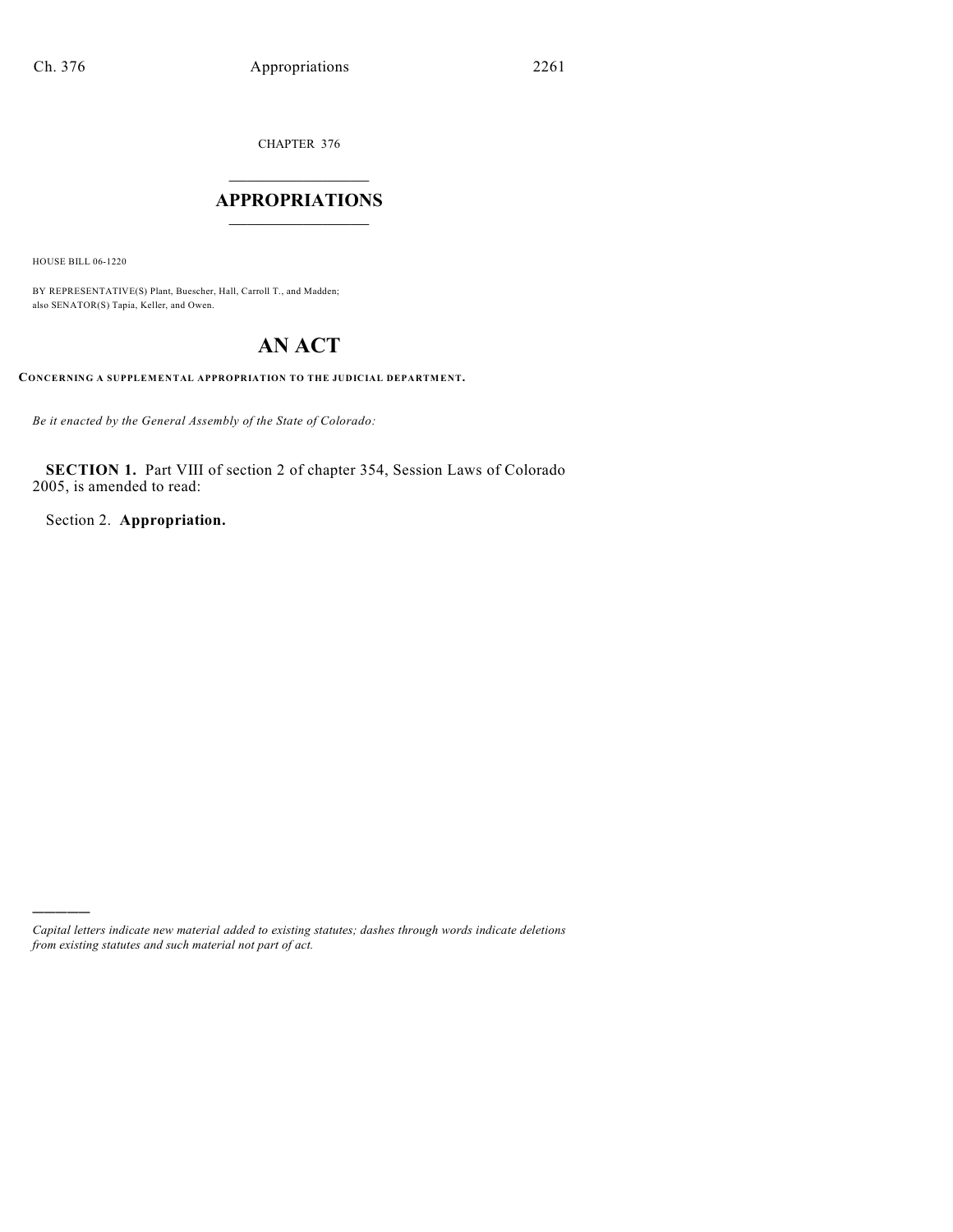CHAPTER 376

# APPROPRIATIONS

HOUSE BILL 06-1220

BY REPRESENTATIVE(S) Plant, Buescher, Hall, Carroll T., and Madden; also SENATOR(S) Tapia, Keller, and Owen.

# AN ACT

**CONCERNING A SUPPLEMENTAL APPROPRIATION TO THE JUDICIAL DEPARTMENT.**

*Be it enacted by the General Assembly of the State of Colorado:*

**SECTION 1.** Part VIII of section 2 of chapter 354, Session Laws of Colorado 2005, is amended to read:

Section 2. **Appropriation.**

*Capital letters indicate new material added to existing statutes; dashes through words indicate deletions from existing statutes and such material not part of act.*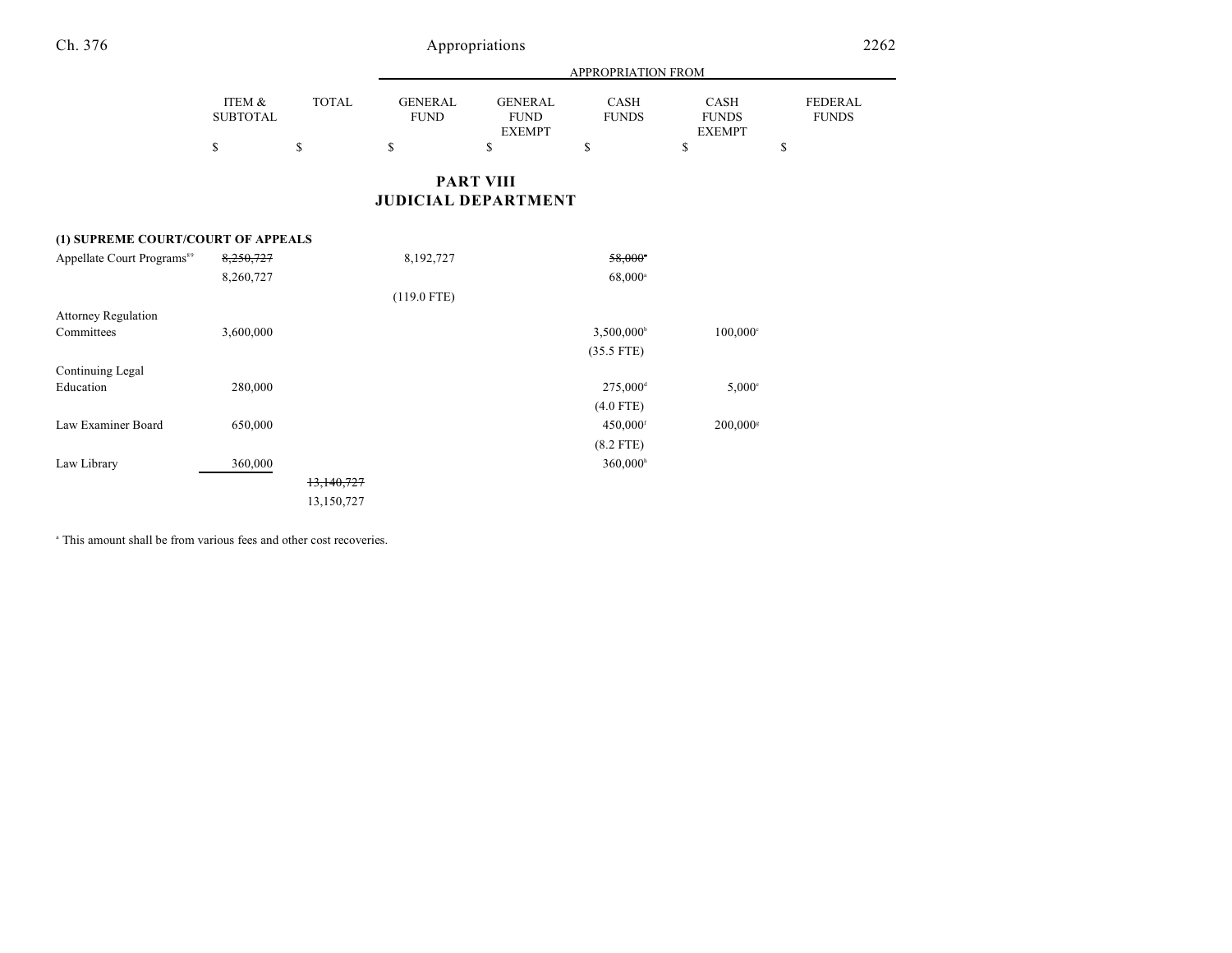# PART VIII
# JUDICIAL DEPARTMENT

| | ITEM & SUBTOTAL | TOTAL | APPROPRIATION FROM GENERAL FUND | GENERAL FUND EXEMPT | CASH FUNDS | CASH FUNDS EXEMPT | FEDERAL FUNDS |
|---|---|---|---|---|---|---|---|
| | $ | $ | $ | $ | $ | $ | $ |
| **(1) SUPREME COURT/COURT OF APPEALS** | | | | | | | |
| Appellate Court Programs[89] | ~~8,250,727~~ | | 8,192,727 | | ~~58,000~~[a] | | |
| | 8,260,727 | | | | 68,000[a] | | |
| | | | (119.0 FTE) | | | | |
| Attorney Regulation Committees | 3,600,000 | | | | 3,500,000[b] | 100,000[c] | |
| | | | | | (35.5 FTE) | | |
| Continuing Legal Education | 280,000 | | | | 275,000[d] | 5,000[e] | |
| | | | | | (4.0 FTE) | | |
| Law Examiner Board | 650,000 | | | | 450,000[f] | 200,000[g] | |
| | | | | | (8.2 FTE) | | |
| Law Library | 360,000 | | | | 360,000[h] | | |
| | | ~~13,140,727~~ | | | | | |
| | | 13,150,727 | | | | | |

[a] This amount shall be from various fees and other cost recoveries.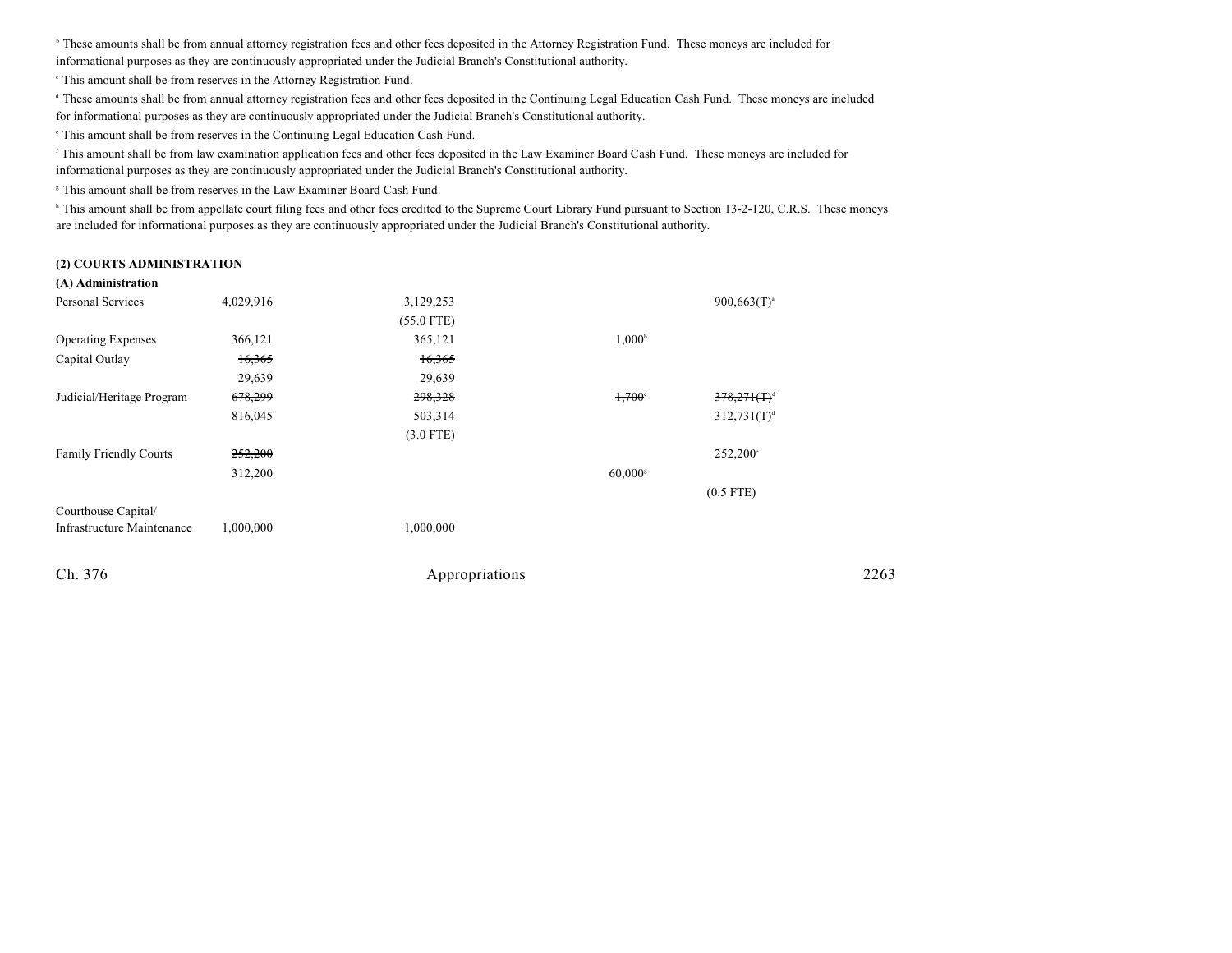[b] These amounts shall be from annual attorney registration fees and other fees deposited in the Attorney Registration Fund. These moneys are included for informational purposes as they are continuously appropriated under the Judicial Branch's Constitutional authority.

[c] This amount shall be from reserves in the Attorney Registration Fund.

[d] These amounts shall be from annual attorney registration fees and other fees deposited in the Continuing Legal Education Cash Fund. These moneys are included for informational purposes as they are continuously appropriated under the Judicial Branch's Constitutional authority.

[e] This amount shall be from reserves in the Continuing Legal Education Cash Fund.

[f] This amount shall be from law examination application fees and other fees deposited in the Law Examiner Board Cash Fund. These moneys are included for informational purposes as they are continuously appropriated under the Judicial Branch's Constitutional authority.

[g] This amount shall be from reserves in the Law Examiner Board Cash Fund.

[h] This amount shall be from appellate court filing fees and other fees credited to the Supreme Court Library Fund pursuant to Section 13-2-120, C.R.S. These moneys are included for informational purposes as they are continuously appropriated under the Judicial Branch's Constitutional authority.

**(2) COURTS ADMINISTRATION**

**(A) Administration**

| | | | | | |
|---|---|---|---|---|---|
| Personal Services | 4,029,916 | 3,129,253 | | 900,663(T)[a] | |
| | | (55.0 FTE) | | | |
| Operating Expenses | 366,121 | 365,121 | 1,000[b] | | |
| Capital Outlay | ~~16,365~~ | ~~16,365~~ | | | |
| | 29,639 | 29,639 | | | |
| Judicial/Heritage Program | ~~678,299~~ | ~~298,328~~ | ~~1,700[c]~~ | ~~378,271(T)[d]~~ | |
| | 816,045 | 503,314 | | 312,731(T)[d] | |
| | | (3.0 FTE) | | | |
| Family Friendly Courts | ~~252,200~~ | | | 252,200[e] | |
| | 312,200 | | 60,000[g] | | |
| | | | | (0.5 FTE) | |
| Courthouse Capital/ Infrastructure Maintenance | 1,000,000 | 1,000,000 | | | |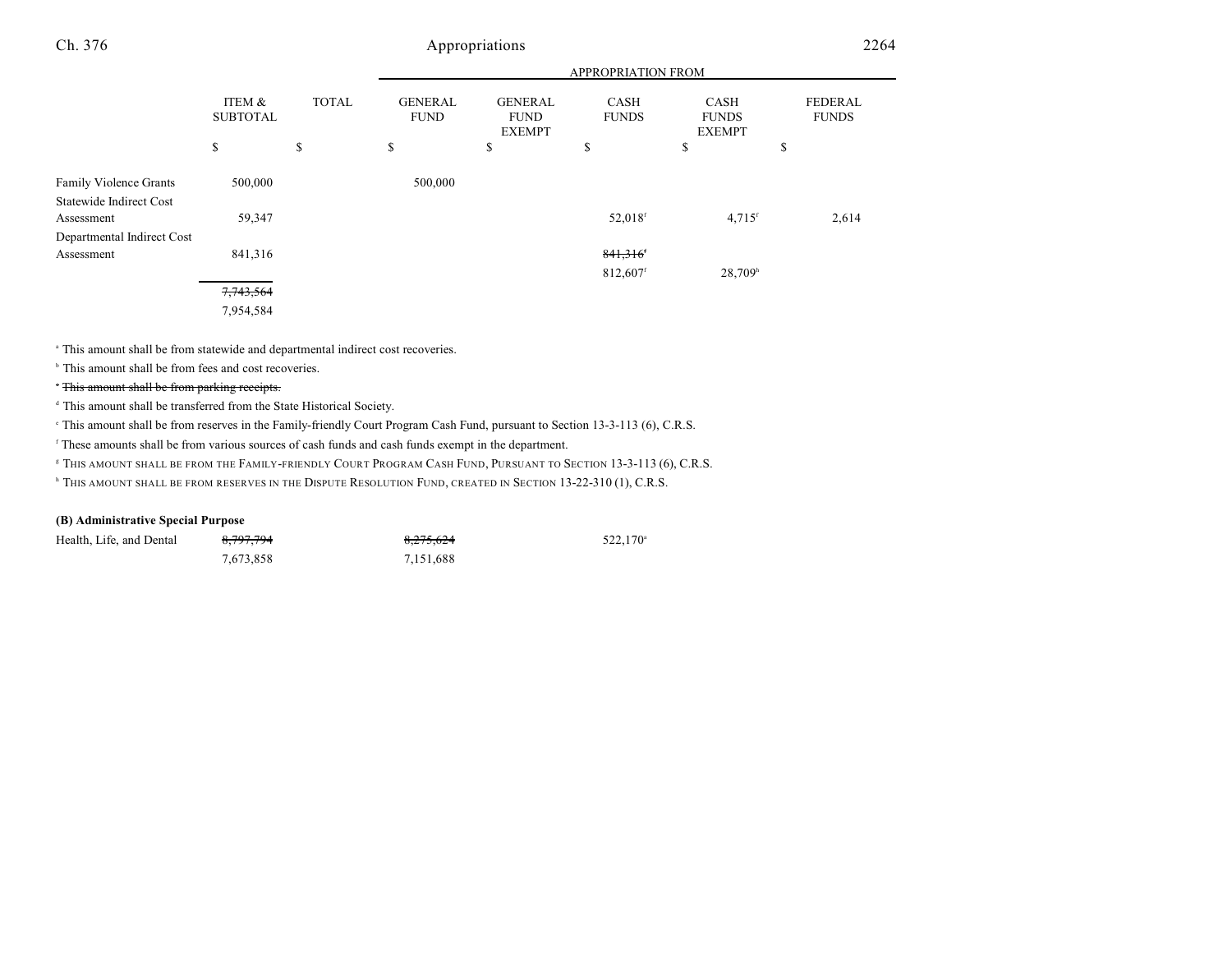| | ITEM & SUBTOTAL | TOTAL | APPROPRIATION FROM GENERAL FUND | GENERAL FUND EXEMPT | CASH FUNDS | CASH FUNDS EXEMPT | FEDERAL FUNDS |
|---|---|---|---|---|---|---|---|
| | $ | $ | $ | $ | $ | $ | $ |
| Family Violence Grants | 500,000 | | 500,000 | | | | |
| Statewide Indirect Cost Assessment | 59,347 | | | | 52,018[f] | 4,715[f] | 2,614 |
| Departmental Indirect Cost Assessment | 841,316 | | | | ~~841,316[f]~~ | | |
| | | | | | 812,607[f] | 28,709[h] | |
| | ~~7,743,564~~ | | | | | | |
| | 7,954,584 | | | | | | |

[a] This amount shall be from statewide and departmental indirect cost recoveries.

[b] This amount shall be from fees and cost recoveries.

~~[c] This amount shall be from parking receipts.~~

[d] This amount shall be transferred from the State Historical Society.

[e] This amount shall be from reserves in the Family-friendly Court Program Cash Fund, pursuant to Section 13-3-113 (6), C.R.S.

[f] These amounts shall be from various sources of cash funds and cash funds exempt in the department.

[g] THIS AMOUNT SHALL BE FROM THE FAMILY-FRIENDLY COURT PROGRAM CASH FUND, PURSUANT TO SECTION 13-3-113 (6), C.R.S.

[h] THIS AMOUNT SHALL BE FROM RESERVES IN THE DISPUTE RESOLUTION FUND, CREATED IN SECTION 13-22-310 (1), C.R.S.

**(B) Administrative Special Purpose**

| | ITEM & SUBTOTAL | TOTAL | GENERAL FUND | GENERAL FUND EXEMPT | CASH FUNDS | CASH FUNDS EXEMPT | FEDERAL FUNDS |
|---|---|---|---|---|---|---|---|
| Health, Life, and Dental | ~~8,797,794~~ | | ~~8,275,624~~ | | 522,170[a] | | |
| | 7,673,858 | | 7,151,688 | | | | |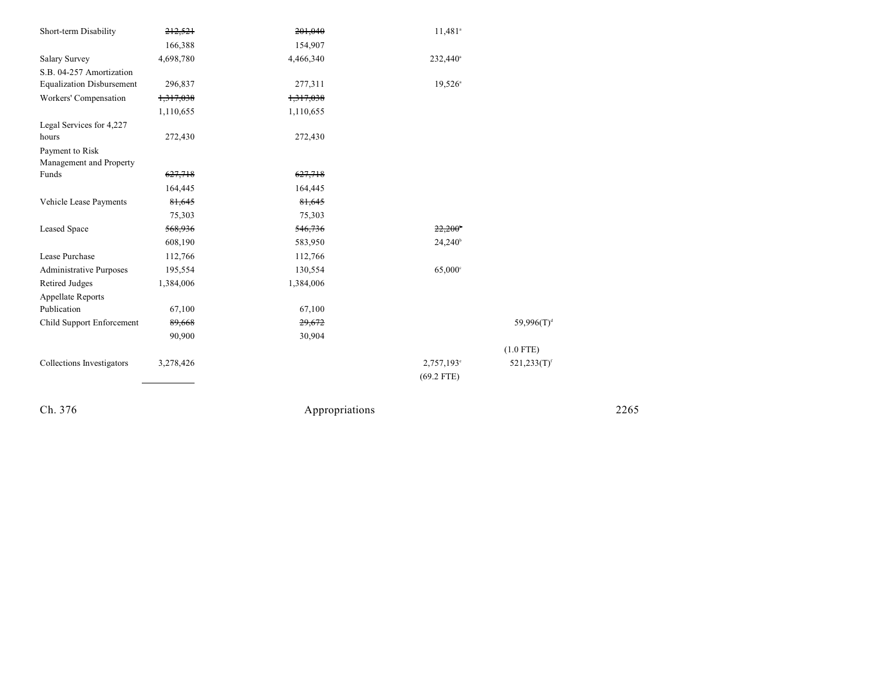| | | | | |
|---|---|---|---|---|
| Short-term Disability | ~~212,521~~ | ~~201,040~~ | 11,481[a] | |
| | 166,388 | 154,907 | | |
| Salary Survey | 4,698,780 | 4,466,340 | 232,440[a] | |
| S.B. 04-257 Amortization Equalization Disbursement | 296,837 | 277,311 | 19,526[a] | |
| Workers' Compensation | ~~1,317,038~~ | ~~1,317,038~~ | | |
| | 1,110,655 | 1,110,655 | | |
| Legal Services for 4,227 hours | 272,430 | 272,430 | | |
| Payment to Risk Management and Property Funds | ~~627,718~~ | ~~627,718~~ | | |
| | 164,445 | 164,445 | | |
| Vehicle Lease Payments | ~~81,645~~ | ~~81,645~~ | | |
| | 75,303 | 75,303 | | |
| Leased Space | ~~568,936~~ | ~~546,736~~ | ~~22,200[b]~~ | |
| | 608,190 | 583,950 | 24,240[b] | |
| Lease Purchase | 112,766 | 112,766 | | |
| Administrative Purposes | 195,554 | 130,554 | 65,000[c] | |
| Retired Judges | 1,384,006 | 1,384,006 | | |
| Appellate Reports Publication | 67,100 | 67,100 | | |
| Child Support Enforcement | ~~89,668~~ | ~~29,672~~ | | 59,996(T)[d] |
| | 90,900 | 30,904 | | |
| | | | | (1.0 FTE) |
| Collections Investigators | 3,278,426 | | 2,757,193[e] | 521,233(T)[f] |
| | | | (69.2 FTE) | |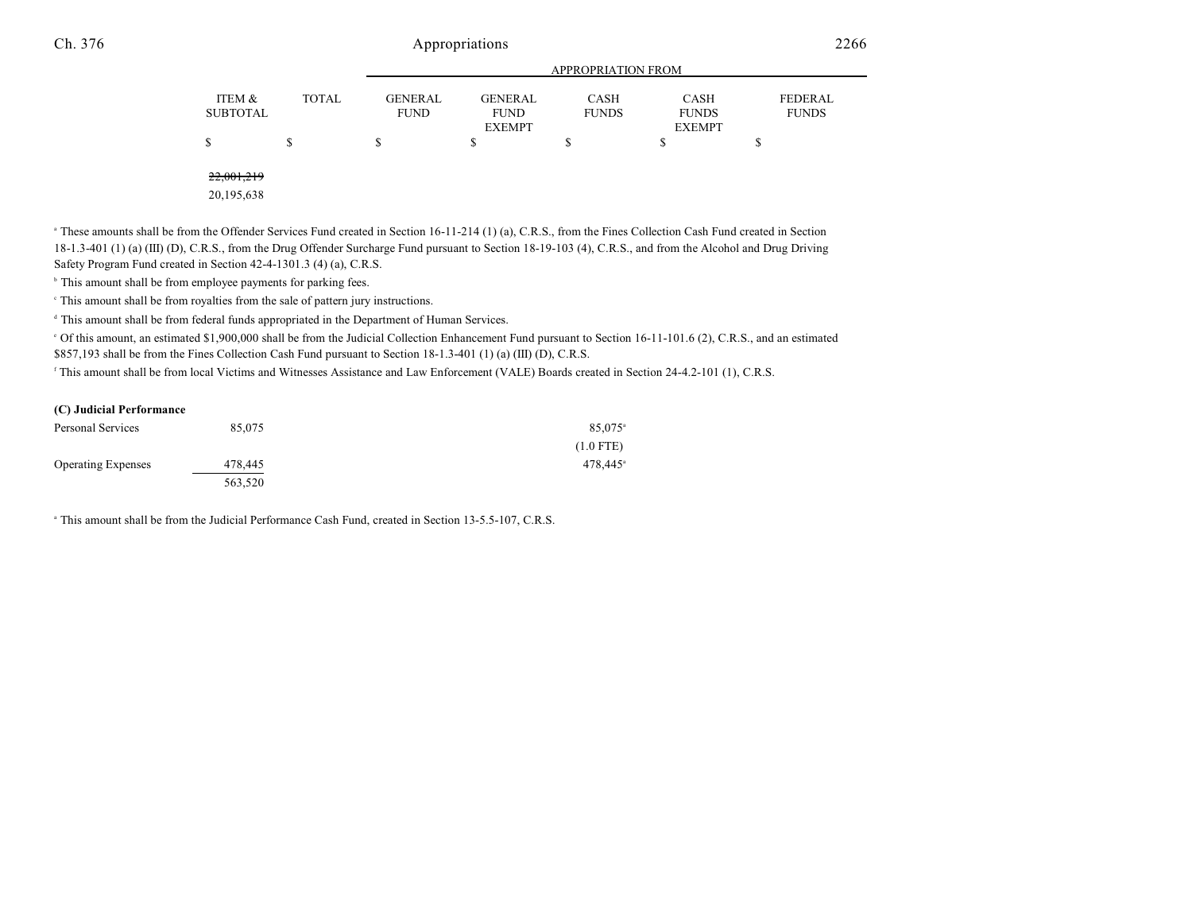| | ITEM & SUBTOTAL | TOTAL | GENERAL FUND | GENERAL FUND EXEMPT | CASH FUNDS | CASH FUNDS EXEMPT | FEDERAL FUNDS |
|---|---|---|---|---|---|---|---|
| | | | APPROPRIATION FROM | | | | |
| | $ | $ | $ | $ | $ | $ | $ |
| | ~~22,001,219~~ | | | | | | |
| | 20,195,638 | | | | | | |

[a] These amounts shall be from the Offender Services Fund created in Section 16-11-214 (1) (a), C.R.S., from the Fines Collection Cash Fund created in Section 18-1.3-401 (1) (a) (III) (D), C.R.S., from the Drug Offender Surcharge Fund pursuant to Section 18-19-103 (4), C.R.S., and from the Alcohol and Drug Driving Safety Program Fund created in Section 42-4-1301.3 (4) (a), C.R.S.

[b] This amount shall be from employee payments for parking fees.

[c] This amount shall be from royalties from the sale of pattern jury instructions.

[d] This amount shall be from federal funds appropriated in the Department of Human Services.

[e] Of this amount, an estimated $1,900,000 shall be from the Judicial Collection Enhancement Fund pursuant to Section 16-11-101.6 (2), C.R.S., and an estimated $857,193 shall be from the Fines Collection Cash Fund pursuant to Section 18-1.3-401 (1) (a) (III) (D), C.R.S.

[f] This amount shall be from local Victims and Witnesses Assistance and Law Enforcement (VALE) Boards created in Section 24-4.2-101 (1), C.R.S.

**(C) Judicial Performance**

| | ITEM & SUBTOTAL | TOTAL | GENERAL FUND | GENERAL FUND EXEMPT | CASH FUNDS | CASH FUNDS EXEMPT | FEDERAL FUNDS |
|---|---|---|---|---|---|---|---|
| Personal Services | 85,075 | | | | 85,075[a] | | |
| | | | | | (1.0 FTE) | | |
| Operating Expenses | 478,445 | | | | 478,445[a] | | |
| | 563,520 | | | | | | |

[a] This amount shall be from the Judicial Performance Cash Fund, created in Section 13-5.5-107, C.R.S.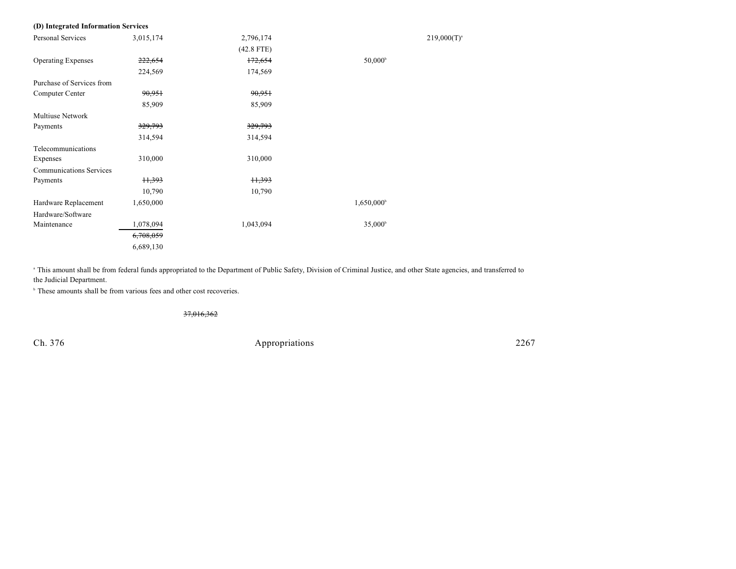**(D) Integrated Information Services**

| | | | | |
|---|---|---|---|---|
| Personal Services | 3,015,174 | 2,796,174 | | 219,000(T)[a] |
| | | (42.8 FTE) | | |
| Operating Expenses | ~~222,654~~ | ~~172,654~~ | 50,000[b] | |
| | 224,569 | 174,569 | | |
| Purchase of Services from Computer Center | ~~90,951~~ | ~~90,951~~ | | |
| | 85,909 | 85,909 | | |
| Multiuse Network Payments | ~~329,793~~ | ~~329,793~~ | | |
| | 314,594 | 314,594 | | |
| Telecommunications Expenses | 310,000 | 310,000 | | |
| Communications Services Payments | ~~11,393~~ | ~~11,393~~ | | |
| | 10,790 | 10,790 | | |
| Hardware Replacement | 1,650,000 | | 1,650,000[b] | |
| Hardware/Software Maintenance | 1,078,094 | 1,043,094 | 35,000[b] | |
| | ~~6,708,059~~ | | | |
| | 6,689,130 | | | |

[a] This amount shall be from federal funds appropriated to the Department of Public Safety, Division of Criminal Justice, and other State agencies, and transferred to the Judicial Department.

[b] These amounts shall be from various fees and other cost recoveries.

~~37,016,362~~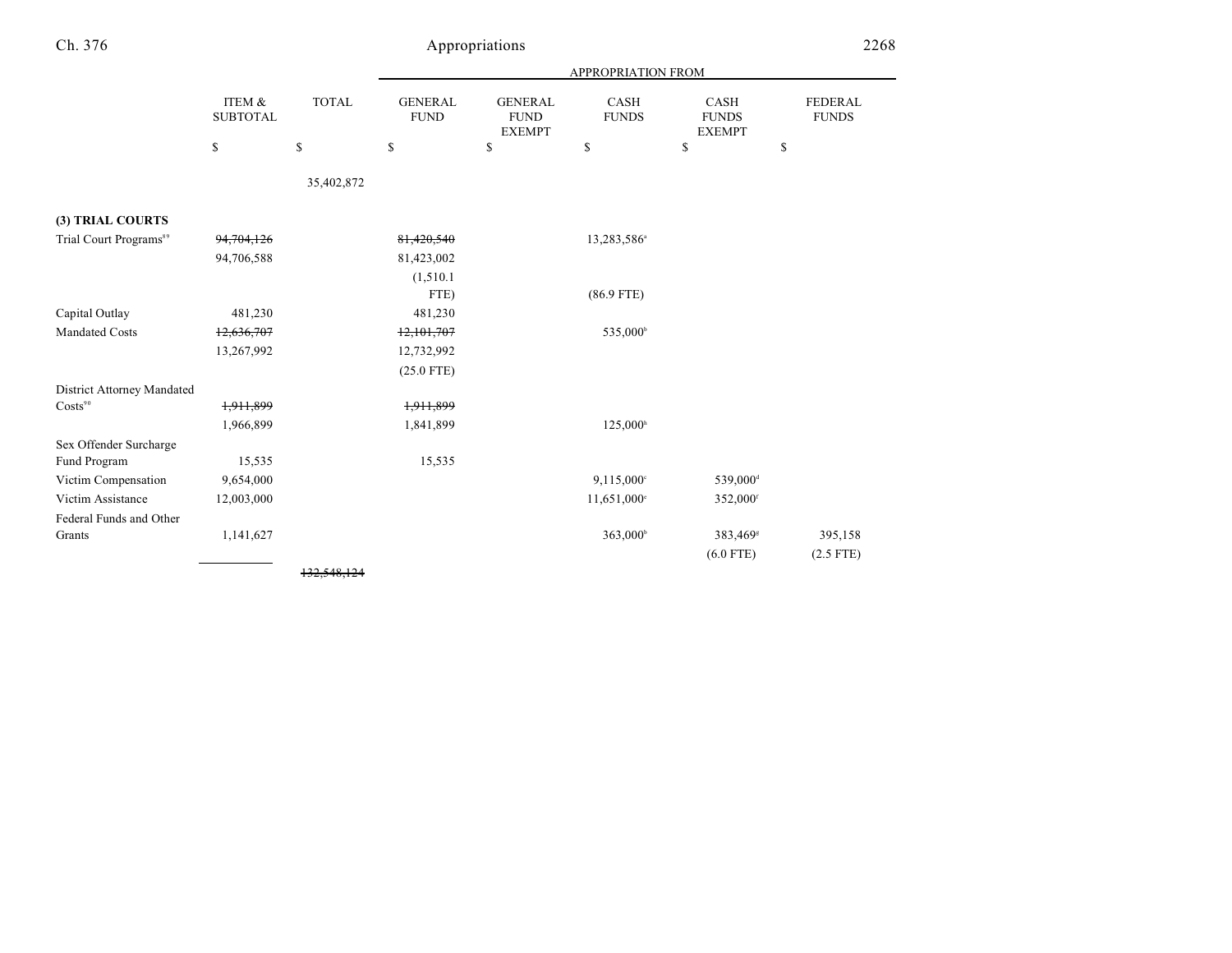| | ITEM & SUBTOTAL | TOTAL | APPROPRIATION FROM GENERAL FUND | GENERAL FUND EXEMPT | CASH FUNDS | CASH FUNDS EXEMPT | FEDERAL FUNDS |
|---|---|---|---|---|---|---|---|
| | $ | $ | $ | $ | $ | $ | $ |
| | | 35,402,872 | | | | | |
| **(3) TRIAL COURTS** | | | | | | | |
| Trial Court Programs[89] | ~~94,704,126~~ | | ~~81,420,540~~ | | 13,283,586[a] | | |
| | 94,706,588 | | 81,423,002 | | | | |
| | | | (1,510.1 FTE) | | (86.9 FTE) | | |
| Capital Outlay | 481,230 | | 481,230 | | | | |
| Mandated Costs | ~~12,636,707~~ | | ~~12,101,707~~ | | 535,000[b] | | |
| | 13,267,992 | | 12,732,992 | | | | |
| | | | (25.0 FTE) | | | | |
| District Attorney Mandated Costs[90] | ~~1,911,899~~ | | ~~1,911,899~~ | | | | |
| | 1,966,899 | | 1,841,899 | | 125,000[h] | | |
| Sex Offender Surcharge Fund Program | 15,535 | | 15,535 | | | | |
| Victim Compensation | 9,654,000 | | | | 9,115,000[c] | 539,000[d] | |
| Victim Assistance | 12,003,000 | | | | 11,651,000[e] | 352,000[f] | |
| Federal Funds and Other Grants | 1,141,627 | | | | 363,000[b] | 383,469[g] | 395,158 |
| | | | | | | (6.0 FTE) | (2.5 FTE) |
| | | ~~132,548,124~~ | | | | | |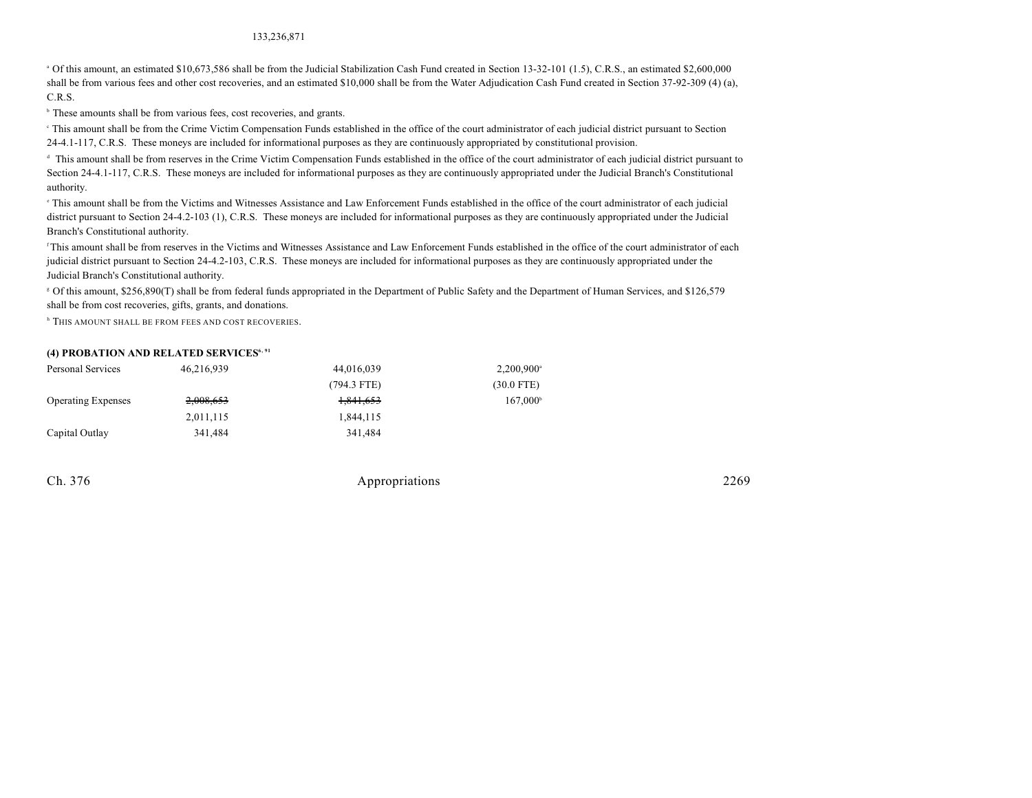133,236,871

[a] Of this amount, an estimated $10,673,586 shall be from the Judicial Stabilization Cash Fund created in Section 13-32-101 (1.5), C.R.S., an estimated $2,600,000 shall be from various fees and other cost recoveries, and an estimated $10,000 shall be from the Water Adjudication Cash Fund created in Section 37-92-309 (4) (a), C.R.S.

[b] These amounts shall be from various fees, cost recoveries, and grants.

[c] This amount shall be from the Crime Victim Compensation Funds established in the office of the court administrator of each judicial district pursuant to Section 24-4.1-117, C.R.S. These moneys are included for informational purposes as they are continuously appropriated by constitutional provision.

[d] This amount shall be from reserves in the Crime Victim Compensation Funds established in the office of the court administrator of each judicial district pursuant to Section 24-4.1-117, C.R.S. These moneys are included for informational purposes as they are continuously appropriated under the Judicial Branch's Constitutional authority.

[e] This amount shall be from the Victims and Witnesses Assistance and Law Enforcement Funds established in the office of the court administrator of each judicial district pursuant to Section 24-4.2-103 (1), C.R.S. These moneys are included for informational purposes as they are continuously appropriated under the Judicial Branch's Constitutional authority.

[f] This amount shall be from reserves in the Victims and Witnesses Assistance and Law Enforcement Funds established in the office of the court administrator of each judicial district pursuant to Section 24-4.2-103, C.R.S. These moneys are included for informational purposes as they are continuously appropriated under the Judicial Branch's Constitutional authority.

[g] Of this amount, $256,890(T) shall be from federal funds appropriated in the Department of Public Safety and the Department of Human Services, and $126,579 shall be from cost recoveries, gifts, grants, and donations.

[h] THIS AMOUNT SHALL BE FROM FEES AND COST RECOVERIES.

**(4) PROBATION AND RELATED SERVICES[6, 91]**

| | | | |
|---|---|---|---|
| Personal Services | 46,216,939 | 44,016,039 | 2,200,900[a] |
| | | (794.3 FTE) | (30.0 FTE) |
| Operating Expenses | ~~2,008,653~~ | ~~1,841,653~~ | 167,000[b] |
| | 2,011,115 | 1,844,115 | |
| Capital Outlay | 341,484 | 341,484 | |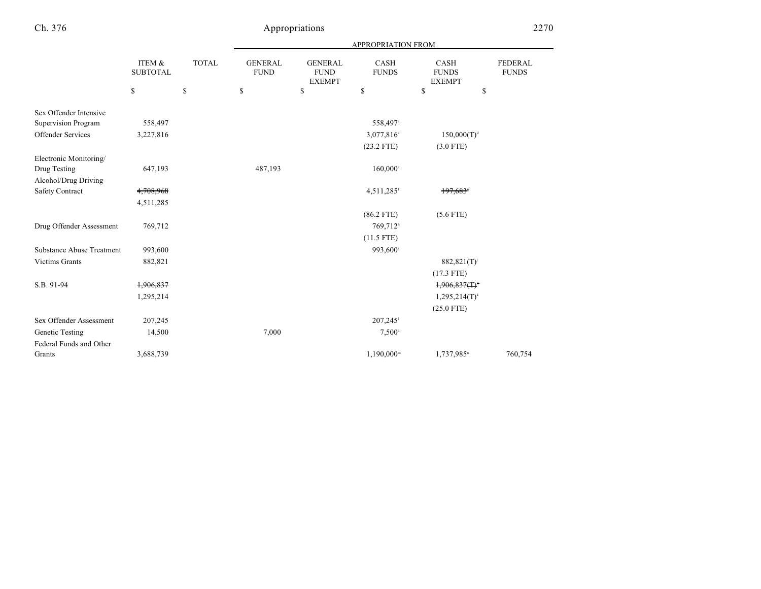| | ITEM & SUBTOTAL | TOTAL | APPROPRIATION FROM GENERAL FUND | GENERAL FUND EXEMPT | CASH FUNDS | CASH FUNDS EXEMPT | FEDERAL FUNDS |
|---|---|---|---|---|---|---|---|
| | $ | $ | $ | $ | $ | $ | $ |
| Sex Offender Intensive Supervision Program | 558,497 | | | | 558,497[a] | | |
| Offender Services | 3,227,816 | | | | 3,077,816[c] | 150,000(T)[d] | |
| | | | | | (23.2 FTE) | (3.0 FTE) | |
| Electronic Monitoring/ Drug Testing | 647,193 | | 487,193 | | 160,000[e] | | |
| Alcohol/Drug Driving Safety Contract | ~~4,708,968~~ | | | | 4,511,285[f] | ~~197,683[g]~~ | |
| | 4,511,285 | | | | | | |
| | | | | | (86.2 FTE) | (5.6 FTE) | |
| Drug Offender Assessment | 769,712 | | | | 769,712[h] | | |
| | | | | | (11.5 FTE) | | |
| Substance Abuse Treatment | 993,600 | | | | 993,600[i] | | |
| Victims Grants | 882,821 | | | | | 882,821(T)[j] | |
| | | | | | | (17.3 FTE) | |
| S.B. 91-94 | ~~1,906,837~~ | | | | | ~~1,906,837(T)[k]~~ | |
| | 1,295,214 | | | | | 1,295,214(T)[k] | |
| | | | | | | (25.0 FTE) | |
| Sex Offender Assessment | 207,245 | | | | 207,245[l] | | |
| Genetic Testing | 14,500 | | 7,000 | | 7,500[a] | | |
| Federal Funds and Other Grants | 3,688,739 | | | | 1,190,000[m] | 1,737,985[n] | 760,754 |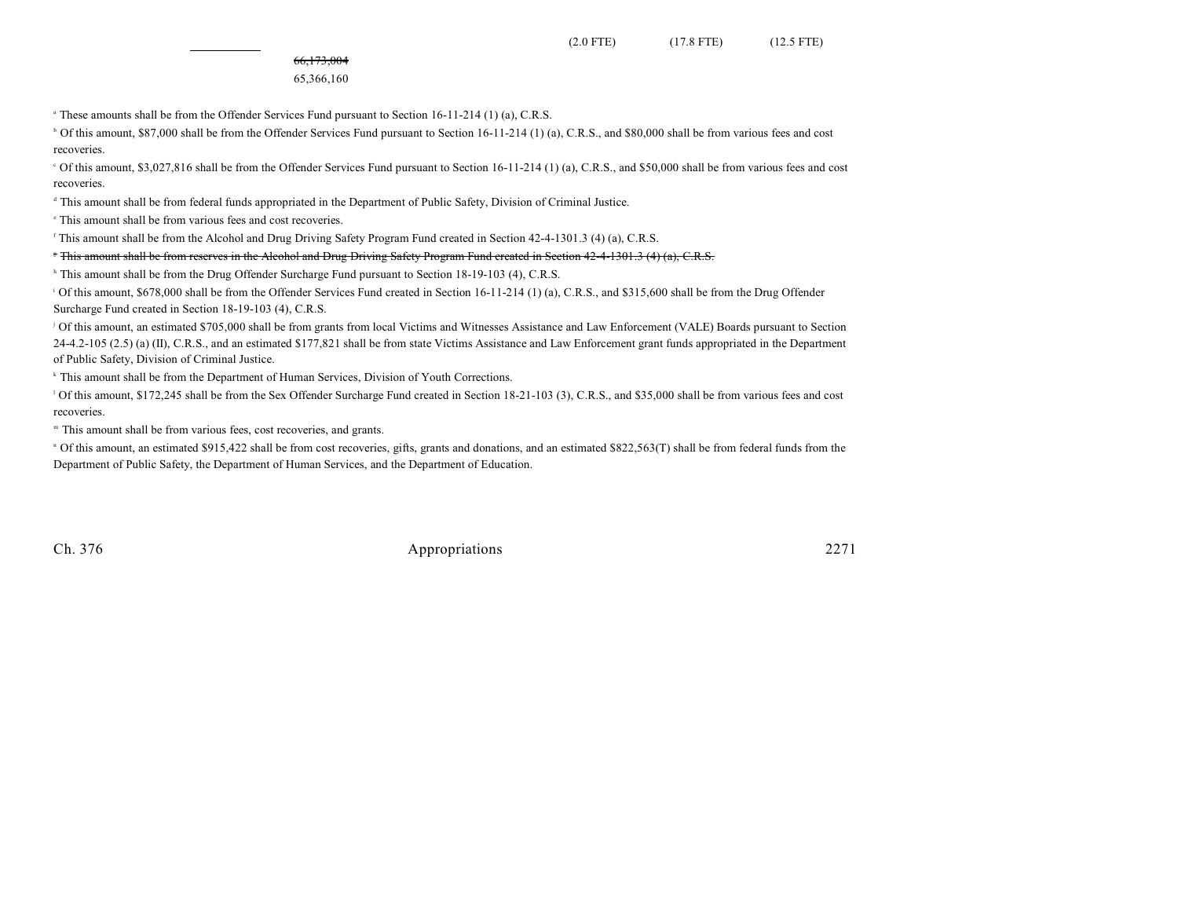| | | | | | |
|---|---|---|---|---|---|
| | | | (2.0 FTE) | (17.8 FTE) | (12.5 FTE) |
| | ~~66,173,004~~ | | | | |
| | 65,366,160 | | | | |

[a] These amounts shall be from the Offender Services Fund pursuant to Section 16-11-214 (1) (a), C.R.S.

[b] Of this amount, $87,000 shall be from the Offender Services Fund pursuant to Section 16-11-214 (1) (a), C.R.S., and $80,000 shall be from various fees and cost recoveries.

[c] Of this amount, $3,027,816 shall be from the Offender Services Fund pursuant to Section 16-11-214 (1) (a), C.R.S., and $50,000 shall be from various fees and cost recoveries.

[d] This amount shall be from federal funds appropriated in the Department of Public Safety, Division of Criminal Justice.

[e] This amount shall be from various fees and cost recoveries.

[f] This amount shall be from the Alcohol and Drug Driving Safety Program Fund created in Section 42-4-1301.3 (4) (a), C.R.S.

~~[g] This amount shall be from reserves in the Alcohol and Drug Driving Safety Program Fund created in Section 42-4-1301.3 (4) (a), C.R.S.~~

[h] This amount shall be from the Drug Offender Surcharge Fund pursuant to Section 18-19-103 (4), C.R.S.

[i] Of this amount, $678,000 shall be from the Offender Services Fund created in Section 16-11-214 (1) (a), C.R.S., and $315,600 shall be from the Drug Offender Surcharge Fund created in Section 18-19-103 (4), C.R.S.

[j] Of this amount, an estimated $705,000 shall be from grants from local Victims and Witnesses Assistance and Law Enforcement (VALE) Boards pursuant to Section 24-4.2-105 (2.5) (a) (II), C.R.S., and an estimated $177,821 shall be from state Victims Assistance and Law Enforcement grant funds appropriated in the Department of Public Safety, Division of Criminal Justice.

[k] This amount shall be from the Department of Human Services, Division of Youth Corrections.

[l] Of this amount, $172,245 shall be from the Sex Offender Surcharge Fund created in Section 18-21-103 (3), C.R.S., and $35,000 shall be from various fees and cost recoveries.

[m] This amount shall be from various fees, cost recoveries, and grants.

[n] Of this amount, an estimated $915,422 shall be from cost recoveries, gifts, grants and donations, and an estimated $822,563(T) shall be from federal funds from the Department of Public Safety, the Department of Human Services, and the Department of Education.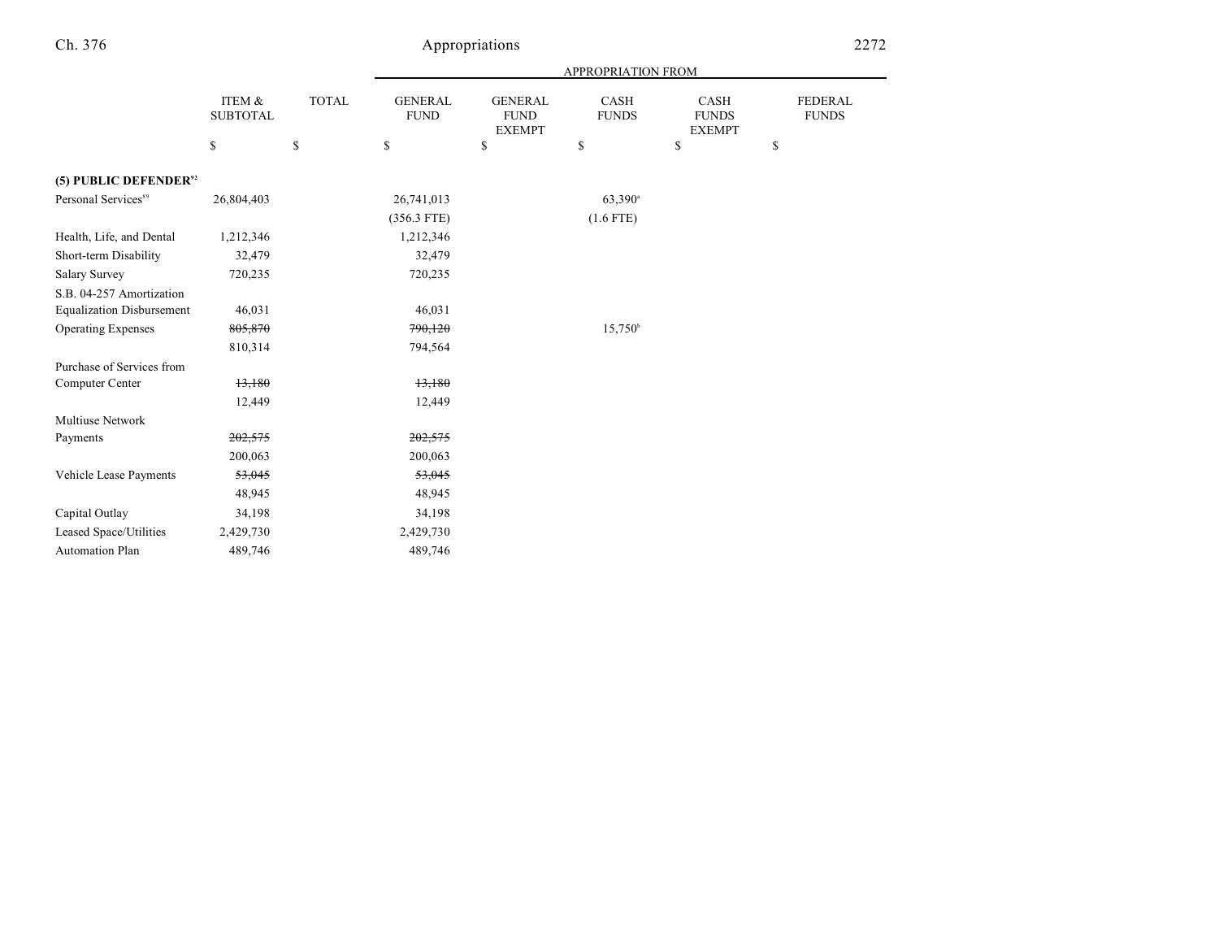| | ITEM & SUBTOTAL | TOTAL | APPROPRIATION FROM GENERAL FUND | GENERAL FUND EXEMPT | CASH FUNDS | CASH FUNDS EXEMPT | FEDERAL FUNDS |
|---|---|---|---|---|---|---|---|
| | $ | $ | $ | $ | $ | $ | $ |
| **(5) PUBLIC DEFENDER**[92] | | | | | | | |
| Personal Services[89] | 26,804,403 | | 26,741,013 | | 63,390[a] | | |
| | | | (356.3 FTE) | | (1.6 FTE) | | |
| Health, Life, and Dental | 1,212,346 | | 1,212,346 | | | | |
| Short-term Disability | 32,479 | | 32,479 | | | | |
| Salary Survey | 720,235 | | 720,235 | | | | |
| S.B. 04-257 Amortization Equalization Disbursement | 46,031 | | 46,031 | | | | |
| Operating Expenses | ~~805,870~~ | | ~~790,120~~ | | 15,750[b] | | |
| | 810,314 | | 794,564 | | | | |
| Purchase of Services from Computer Center | ~~13,180~~ | | ~~13,180~~ | | | | |
| | 12,449 | | 12,449 | | | | |
| Multiuse Network Payments | ~~202,575~~ | | ~~202,575~~ | | | | |
| | 200,063 | | 200,063 | | | | |
| Vehicle Lease Payments | ~~53,045~~ | | ~~53,045~~ | | | | |
| | 48,945 | | 48,945 | | | | |
| Capital Outlay | 34,198 | | 34,198 | | | | |
| Leased Space/Utilities | 2,429,730 | | 2,429,730 | | | | |
| Automation Plan | 489,746 | | 489,746 | | | | |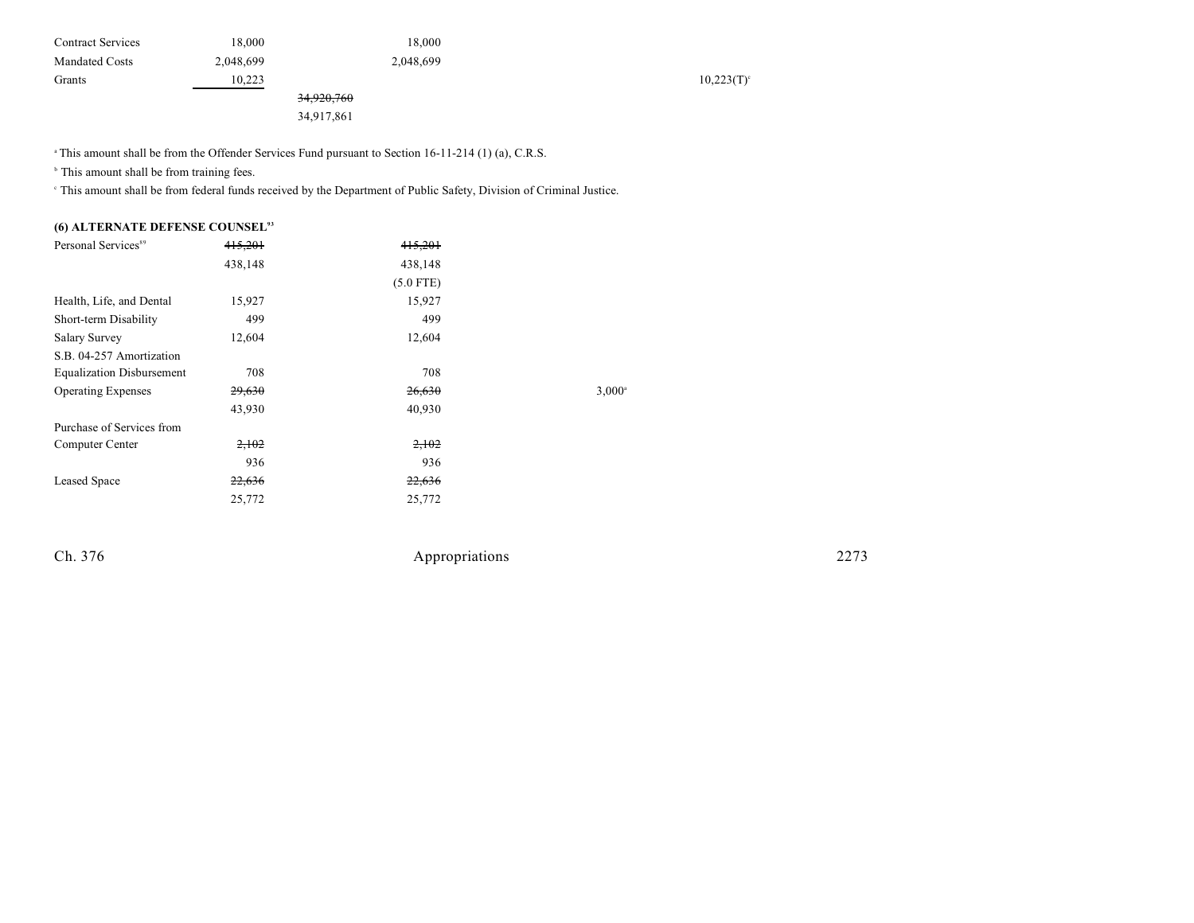| | | | | | | |
|---|---|---|---|---|---|---|
| Contract Services | 18,000 | | 18,000 | | | |
| Mandated Costs | 2,048,699 | | 2,048,699 | | | |
| Grants | 10,223 | | | | | 10,223(T)[c] |
| | | ~~34,920,760~~ | | | | |
| | | 34,917,861 | | | | |

[a] This amount shall be from the Offender Services Fund pursuant to Section 16-11-214 (1) (a), C.R.S.

[b] This amount shall be from training fees.

[c] This amount shall be from federal funds received by the Department of Public Safety, Division of Criminal Justice.

**(6) ALTERNATE DEFENSE COUNSEL[93]**

| | | | | | |
|---|---|---|---|---|---|
| Personal Services[89] | ~~415,201~~ | | ~~415,201~~ | | |
| | 438,148 | | 438,148 | | |
| | | | (5.0 FTE) | | |
| Health, Life, and Dental | 15,927 | | 15,927 | | |
| Short-term Disability | 499 | | 499 | | |
| Salary Survey | 12,604 | | 12,604 | | |
| S.B. 04-257 Amortization Equalization Disbursement | 708 | | 708 | | |
| Operating Expenses | ~~29,630~~ | | ~~26,630~~ | 3,000[a] | |
| | 43,930 | | 40,930 | | |
| Purchase of Services from Computer Center | ~~2,102~~ | | ~~2,102~~ | | |
| | 936 | | 936 | | |
| Leased Space | ~~22,636~~ | | ~~22,636~~ | | |
| | 25,772 | | 25,772 | | |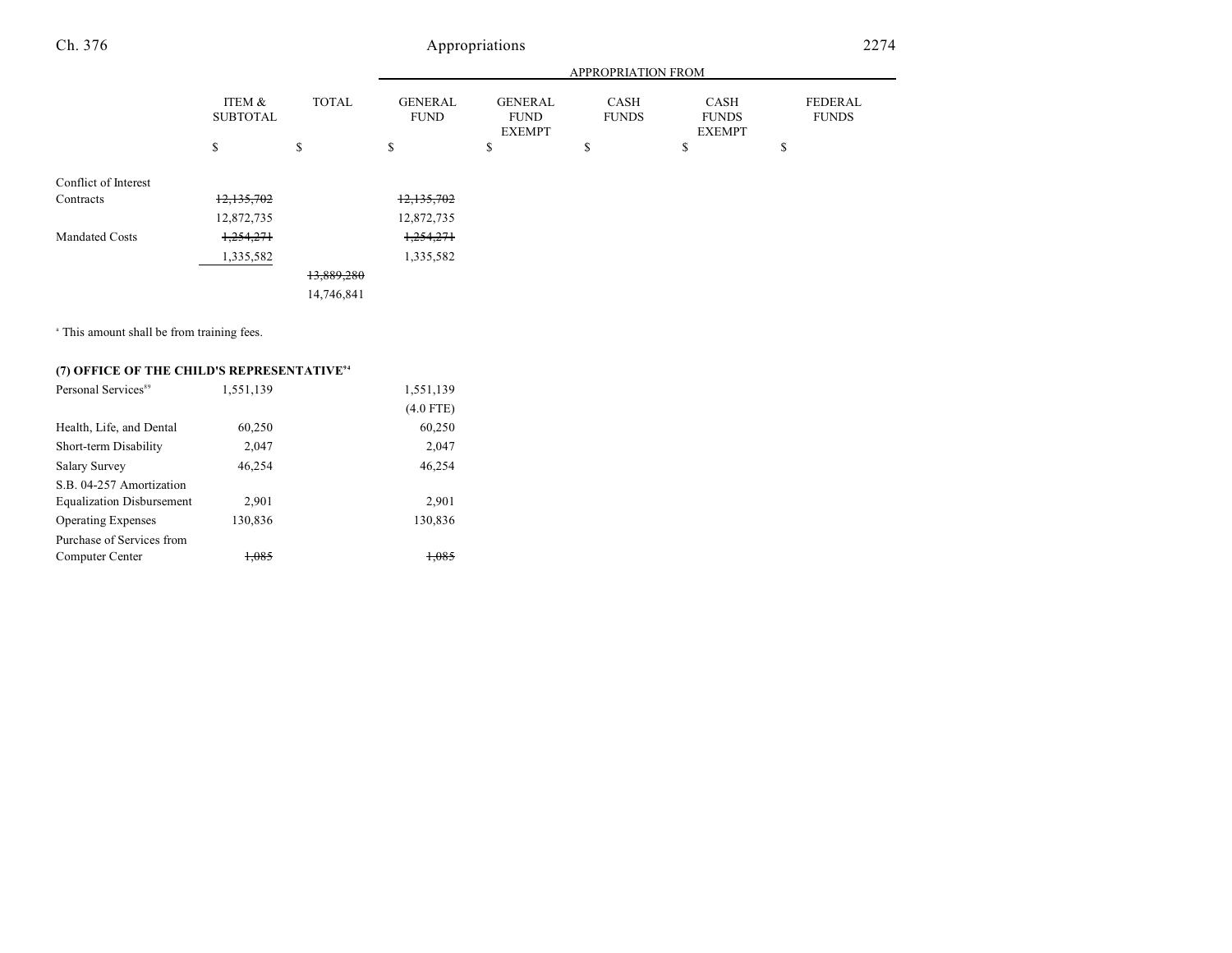| | ITEM & SUBTOTAL | TOTAL | APPROPRIATION FROM GENERAL FUND | GENERAL FUND EXEMPT | CASH FUNDS | CASH FUNDS EXEMPT | FEDERAL FUNDS |
|---|---|---|---|---|---|---|---|
| | $ | $ | $ | $ | $ | $ | $ |
| Conflict of Interest Contracts | ~~12,135,702~~ | | ~~12,135,702~~ | | | | |
| | 12,872,735 | | 12,872,735 | | | | |
| Mandated Costs | ~~1,254,271~~ | | ~~1,254,271~~ | | | | |
| | 1,335,582 | | 1,335,582 | | | | |
| | | ~~13,889,280~~ | | | | | |
| | | 14,746,841 | | | | | |

[a] This amount shall be from training fees.

**(7) OFFICE OF THE CHILD'S REPRESENTATIVE[94]**

| | ITEM & SUBTOTAL | TOTAL | GENERAL FUND | GENERAL FUND EXEMPT | CASH FUNDS | CASH FUNDS EXEMPT | FEDERAL FUNDS |
|---|---|---|---|---|---|---|---|
| Personal Services[89] | 1,551,139 | | 1,551,139 | | | | |
| | | | (4.0 FTE) | | | | |
| Health, Life, and Dental | 60,250 | | 60,250 | | | | |
| Short-term Disability | 2,047 | | 2,047 | | | | |
| Salary Survey | 46,254 | | 46,254 | | | | |
| S.B. 04-257 Amortization Equalization Disbursement | 2,901 | | 2,901 | | | | |
| Operating Expenses | 130,836 | | 130,836 | | | | |
| Purchase of Services from Computer Center | ~~1,085~~ | | ~~1,085~~ | | | | |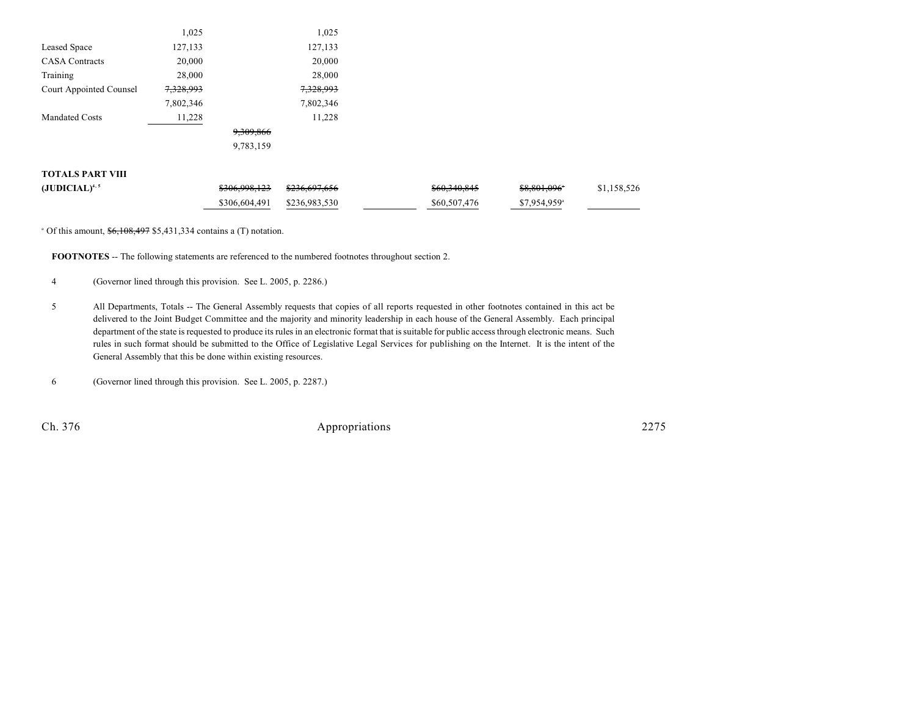| | | | | | | | |
|---|---|---|---|---|---|---|---|
| | 1,025 | | 1,025 | | | | |
| Leased Space | 127,133 | | 127,133 | | | | |
| CASA Contracts | 20,000 | | 20,000 | | | | |
| Training | 28,000 | | 28,000 | | | | |
| Court Appointed Counsel | ~~7,328,993~~ | | ~~7,328,993~~ | | | | |
| | 7,802,346 | | 7,802,346 | | | | |
| Mandated Costs | 11,228 | | 11,228 | | | | |
| | | ~~9,309,866~~ | | | | | |
| | | 9,783,159 | | | | | |
| | | | | | | | |
| **TOTALS PART VIII** | | | | | | | |
| **(JUDICIAL)**[4, 5] | | ~~$306,998,123~~ | ~~$236,697,656~~ | | ~~$60,340,845~~ | ~~$8,801,096~~[a] | $1,158,526 |
| | | $306,604,491 | $236,983,530 | | $60,507,476 | $7,954,959[a] | |

[a] Of this amount, ~~$6,108,497~~ $5,431,334 contains a (T) notation.

**FOOTNOTES** -- The following statements are referenced to the numbered footnotes throughout section 2.

4 (Governor lined through this provision. See L. 2005, p. 2286.)

5 All Departments, Totals -- The General Assembly requests that copies of all reports requested in other footnotes contained in this act be delivered to the Joint Budget Committee and the majority and minority leadership in each house of the General Assembly. Each principal department of the state is requested to produce its rules in an electronic format that is suitable for public access through electronic means. Such rules in such format should be submitted to the Office of Legislative Legal Services for publishing on the Internet. It is the intent of the General Assembly that this be done within existing resources.

6 (Governor lined through this provision. See L. 2005, p. 2287.)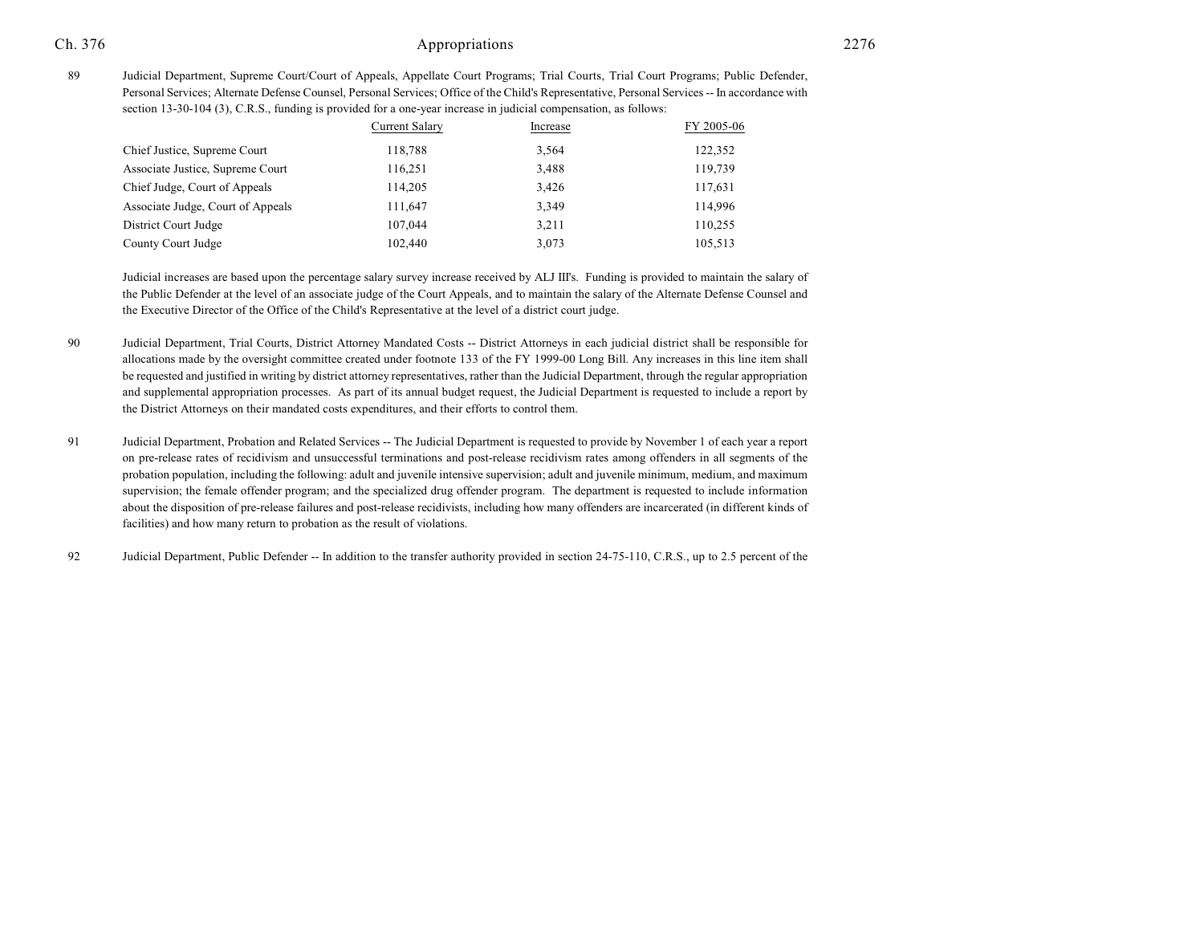89 Judicial Department, Supreme Court/Court of Appeals, Appellate Court Programs; Trial Courts, Trial Court Programs; Public Defender, Personal Services; Alternate Defense Counsel, Personal Services; Office of the Child's Representative, Personal Services -- In accordance with section 13-30-104 (3), C.R.S., funding is provided for a one-year increase in judicial compensation, as follows:

| | Current Salary | Increase | FY 2005-06 |
|---|---|---|---|
| Chief Justice, Supreme Court | 118,788 | 3,564 | 122,352 |
| Associate Justice, Supreme Court | 116,251 | 3,488 | 119,739 |
| Chief Judge, Court of Appeals | 114,205 | 3,426 | 117,631 |
| Associate Judge, Court of Appeals | 111,647 | 3,349 | 114,996 |
| District Court Judge | 107,044 | 3,211 | 110,255 |
| County Court Judge | 102,440 | 3,073 | 105,513 |

Judicial increases are based upon the percentage salary survey increase received by ALJ III's. Funding is provided to maintain the salary of the Public Defender at the level of an associate judge of the Court Appeals, and to maintain the salary of the Alternate Defense Counsel and the Executive Director of the Office of the Child's Representative at the level of a district court judge.

90 Judicial Department, Trial Courts, District Attorney Mandated Costs -- District Attorneys in each judicial district shall be responsible for allocations made by the oversight committee created under footnote 133 of the FY 1999-00 Long Bill. Any increases in this line item shall be requested and justified in writing by district attorney representatives, rather than the Judicial Department, through the regular appropriation and supplemental appropriation processes. As part of its annual budget request, the Judicial Department is requested to include a report by the District Attorneys on their mandated costs expenditures, and their efforts to control them.

91 Judicial Department, Probation and Related Services -- The Judicial Department is requested to provide by November 1 of each year a report on pre-release rates of recidivism and unsuccessful terminations and post-release recidivism rates among offenders in all segments of the probation population, including the following: adult and juvenile intensive supervision; adult and juvenile minimum, medium, and maximum supervision; the female offender program; and the specialized drug offender program. The department is requested to include information about the disposition of pre-release failures and post-release recidivists, including how many offenders are incarcerated (in different kinds of facilities) and how many return to probation as the result of violations.

92 Judicial Department, Public Defender -- In addition to the transfer authority provided in section 24-75-110, C.R.S., up to 2.5 percent of the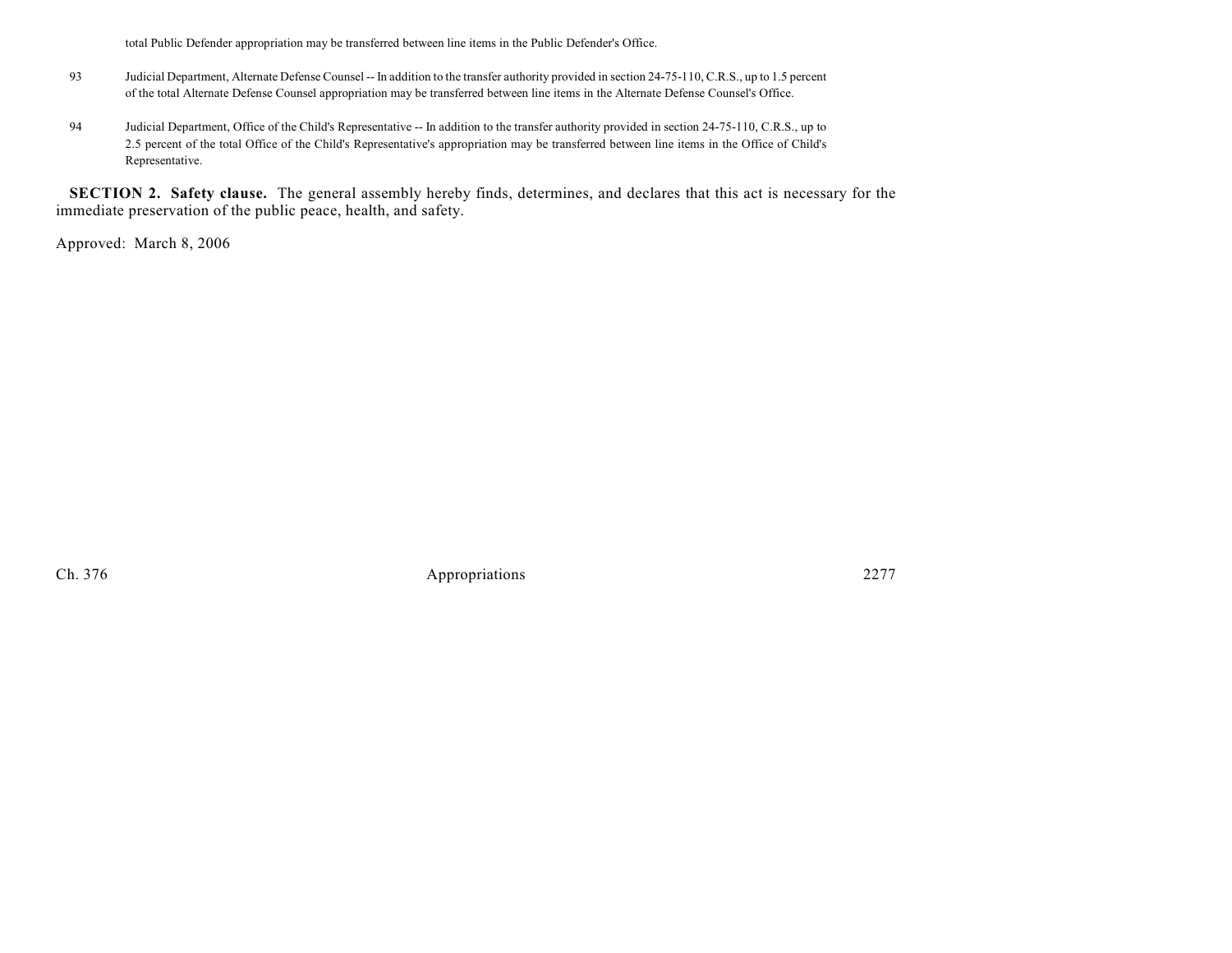total Public Defender appropriation may be transferred between line items in the Public Defender's Office.

93 Judicial Department, Alternate Defense Counsel -- In addition to the transfer authority provided in section 24-75-110, C.R.S., up to 1.5 percent of the total Alternate Defense Counsel appropriation may be transferred between line items in the Alternate Defense Counsel's Office.

94 Judicial Department, Office of the Child's Representative -- In addition to the transfer authority provided in section 24-75-110, C.R.S., up to 2.5 percent of the total Office of the Child's Representative's appropriation may be transferred between line items in the Office of Child's Representative.

**SECTION 2. Safety clause.** The general assembly hereby finds, determines, and declares that this act is necessary for the immediate preservation of the public peace, health, and safety.

Approved: March 8, 2006